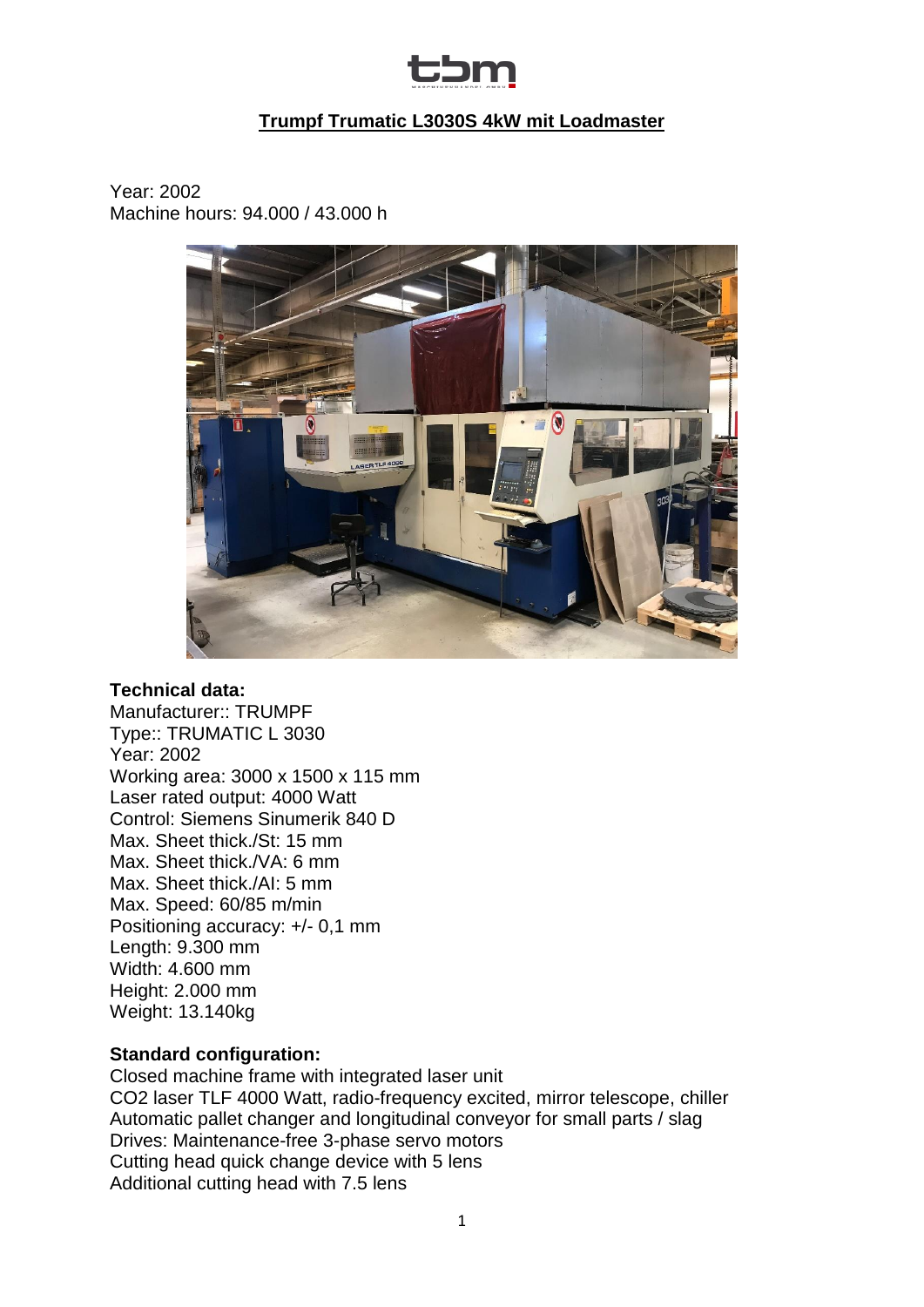# Trumpf Trumatic L3030S 4kW mit Loadmaster

Year: 2002
Machine hours: 94.000 / 43.000 h

**Technical data:**
Manufacturer:: TRUMPF
Type:: TRUMATIC L 3030
Year: 2002
Working area: 3000 x 1500 x 115 mm
Laser rated output: 4000 Watt
Control: Siemens Sinumerik 840 D
Max. Sheet thick./St: 15 mm
Max. Sheet thick./VA: 6 mm
Max. Sheet thick./Al: 5 mm
Max. Speed: 60/85 m/min
Positioning accuracy: +/- 0,1 mm
Length: 9.300 mm
Width: 4.600 mm
Height: 2.000 mm
Weight: 13.140kg

**Standard configuration:**
Closed machine frame with integrated laser unit
$CO_2$ laser TLF 4000 Watt, radio-frequency excited, mirror telescope, chiller
Automatic pallet changer and longitudinal conveyor for small parts / slag
Drives: Maintenance-free 3-phase servo motors
Cutting head quick change device with 5 lens
Additional cutting head with 7.5 lens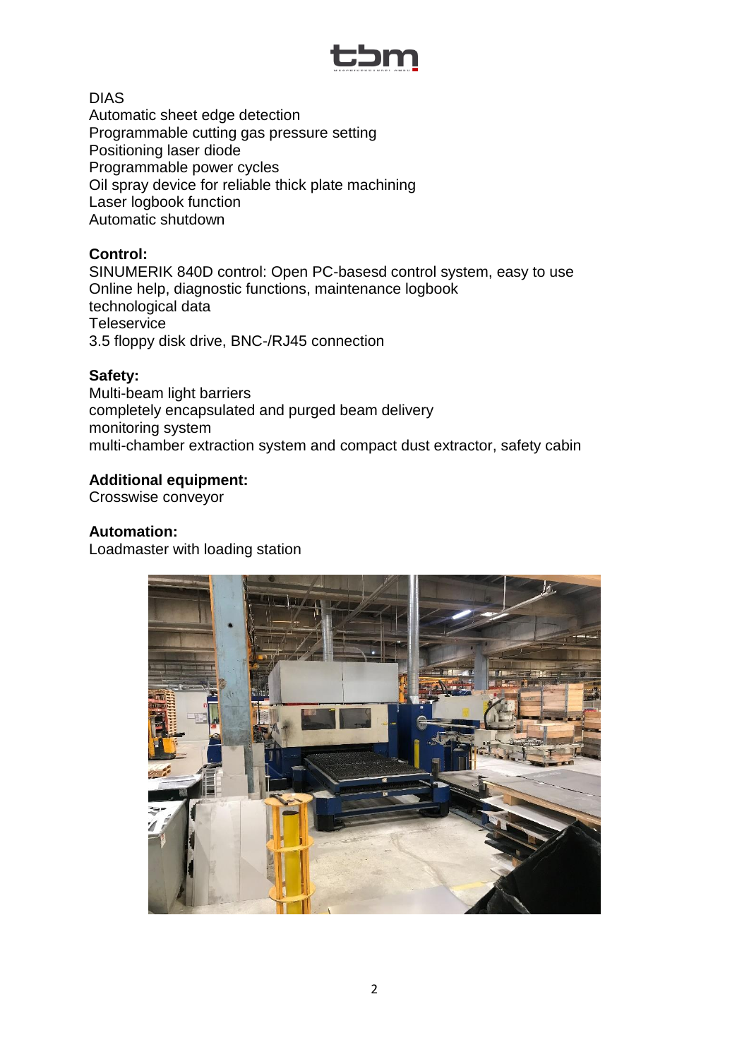DIAS
Automatic sheet edge detection
Programmable cutting gas pressure setting
Positioning laser diode
Programmable power cycles
Oil spray device for reliable thick plate machining
Laser logbook function
Automatic shutdown

**Control:**
SINUMERIK 840D control: Open PC-basesd control system, easy to use
Online help, diagnostic functions, maintenance logbook
technological data
Teleservice
3.5 floppy disk drive, BNC-/RJ45 connection

**Safety:**
Multi-beam light barriers
completely encapsulated and purged beam delivery
monitoring system
multi-chamber extraction system and compact dust extractor, safety cabin

**Additional equipment:**
Crosswise conveyor

**Automation:**
Loadmaster with loading station